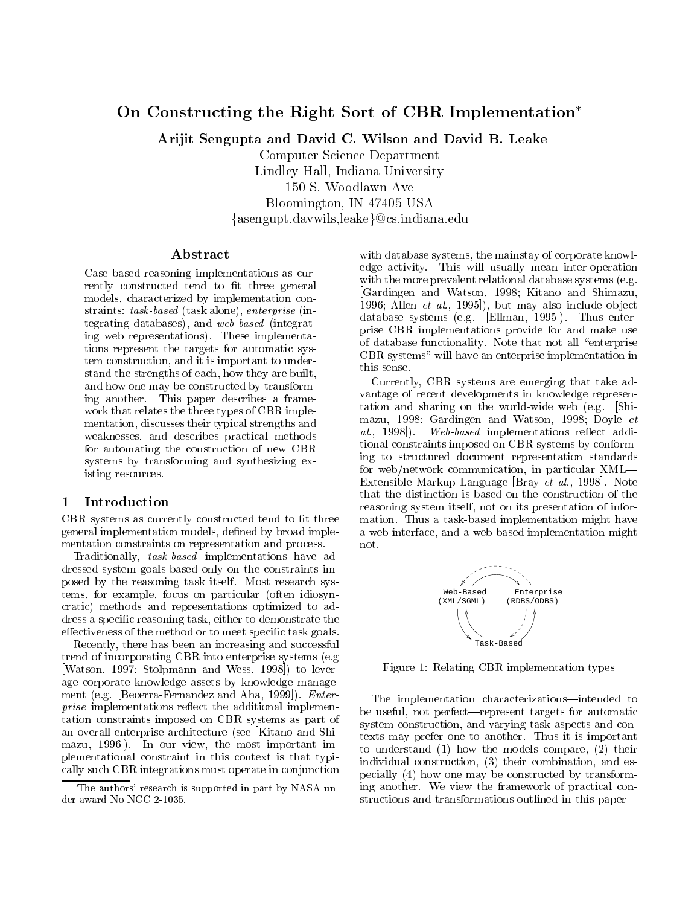# On Constructing the Right Sort of CBR Implementation*

**Arijit Sengupta and David C. Wilson and David B. Leake**

Computer Science Department
Lindley Hall, Indiana University
150 S. Woodlawn Ave
Bloomington, IN 47405 USA
{asengupt,davwils,leake}@cs.indiana.edu

## Abstract

Case based reasoning implementations as currently constructed tend to fit three general models, characterized by implementation constraints: *task-based* (task alone), *enterprise* (integrating databases), and *web-based* (integrating web representations). These implementations represent the targets for automatic system construction, and it is important to understand the strengths of each, how they are built, and how one may be constructed by transforming another. This paper describes a framework that relates the three types of CBR implementation, discusses their typical strengths and weaknesses, and describes practical methods for automating the construction of new CBR systems by transforming and synthesizing existing resources.

## 1 Introduction

CBR systems as currently constructed tend to fit three general implementation models, defined by broad implementation constraints on representation and process.

Traditionally, *task-based* implementations have addressed system goals based only on the constraints imposed by the reasoning task itself. Most research systems, for example, focus on particular (often idiosyncratic) methods and representations optimized to address a specific reasoning task, either to demonstrate the effectiveness of the method or to meet specific task goals.

Recently, there has been an increasing and successful trend of incorporating CBR into enterprise systems (e.g [Watson, 1997; Stolpmann and Wess, 1998]) to leverage corporate knowledge assets by knowledge management (e.g. [Becerra-Fernandez and Aha, 1999]). *Enterprise* implementations reflect the additional implementation constraints imposed on CBR systems as part of an overall enterprise architecture (see [Kitano and Shimazu, 1996]). In our view, the most important implementational constraint in this context is that typically such CBR integrations must operate in conjunction with database systems, the mainstay of corporate knowledge activity. This will usually mean inter-operation with the more prevalent relational database systems (e.g. [Gardingen and Watson, 1998; Kitano and Shimazu, 1996; Allen *et al.*, 1995]), but may also include object database systems (e.g. [Ellman, 1995]). Thus enterprise CBR implementations provide for and make use of database functionality. Note that not all "enterprise CBR systems" will have an enterprise implementation in this sense.

Currently, CBR systems are emerging that take advantage of recent developments in knowledge representation and sharing on the world-wide web (e.g. [Shimazu, 1998; Gardingen and Watson, 1998; Doyle *et al.*, 1998]). *Web-based* implementations reflect additional constraints imposed on CBR systems by conforming to structured document representation standards for web/network communication, in particular XML—Extensible Markup Language [Bray *et al.*, 1998]. Note that the distinction is based on the construction of the reasoning system itself, not on its presentation of information. Thus a task-based implementation might have a web interface, and a web-based implementation might not.

Web-Based (XML/SGML)
Enterprise (RDBS/ODBS)
Task-Based

Figure 1: Relating CBR implementation types

The implementation characterizations—intended to be useful, not perfect—represent targets for automatic system construction, and varying task aspects and contexts may prefer one to another. Thus it is important to understand (1) how the models compare, (2) their individual construction, (3) their combination, and especially (4) how one may be constructed by transforming another. We view the framework of practical constructions and transformations outlined in this paper—

*The authors' research is supported in part by NASA under award No NCC 2-1035.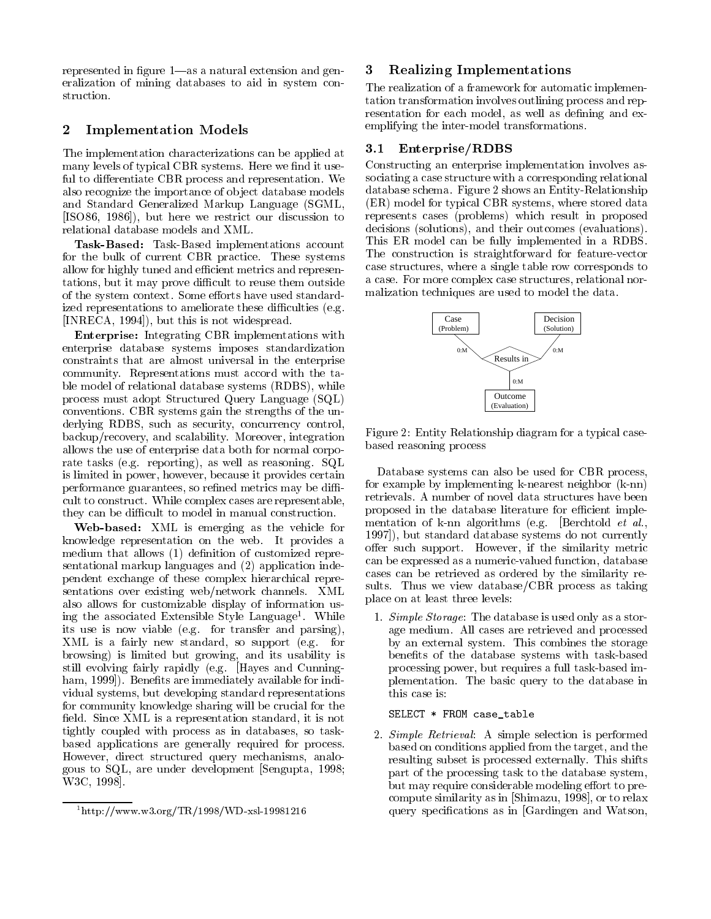represented in figure 1—as a natural extension and generalization of mining databases to aid in system construction.

## 2 Implementation Models

The implementation characterizations can be applied at many levels of typical CBR systems. Here we find it useful to differentiate CBR process and representation. We also recognize the importance of object database models and Standard Generalized Markup Language (SGML, [ISO86, 1986]), but here we restrict our discussion to relational database models and XML.

**Task-Based:** Task-Based implementations account for the bulk of current CBR practice. These systems allow for highly tuned and efficient metrics and representations, but it may prove difficult to reuse them outside of the system context. Some efforts have used standardized representations to ameliorate these difficulties (e.g. [INRECA, 1994]), but this is not widespread.

**Enterprise:** Integrating CBR implementations with enterprise database systems imposes standardization constraints that are almost universal in the enterprise community. Representations must accord with the table model of relational database systems (RDBS), while process must adopt Structured Query Language (SQL) conventions. CBR systems gain the strengths of the underlying RDBS, such as security, concurrency control, backup/recovery, and scalability. Moreover, integration allows the use of enterprise data both for normal corporate tasks (e.g. reporting), as well as reasoning. SQL is limited in power, however, because it provides certain performance guarantees, so refined metrics may be difficult to construct. While complex cases are representable, they can be difficult to model in manual construction.

**Web-based:** XML is emerging as the vehicle for knowledge representation on the web. It provides a medium that allows (1) definition of customized representational markup languages and (2) application independent exchange of these complex hierarchical representations over existing web/network channels. XML also allows for customizable display of information using the associated Extensible Style Language[1]. While its use is now viable (e.g. for transfer and parsing), XML is a fairly new standard, so support (e.g. for browsing) is limited but growing, and its usability is still evolving fairly rapidly (e.g. [Hayes and Cunningham, 1999]). Benefits are immediately available for individual systems, but developing standard representations for community knowledge sharing will be crucial for the field. Since XML is a representation standard, it is not tightly coupled with process as in databases, so task-based applications are generally required for process. However, direct structured query mechanisms, analogous to SQL, are under development [Sengupta, 1998; W3C, 1998].

[1] http://www.w3.org/TR/1998/WD-xsl-19981216

## 3 Realizing Implementations

The realization of a framework for automatic implementation transformation involves outlining process and representation for each model, as well as defining and exemplifying the inter-model transformations.

### 3.1 Enterprise/RDBS

Constructing an enterprise implementation involves associating a case structure with a corresponding relational database schema. Figure 2 shows an Entity-Relationship (ER) model for typical CBR systems, where stored data represents cases (problems) which result in proposed decisions (solutions), and their outcomes (evaluations). This ER model can be fully implemented in a RDBS. The construction is straightforward for feature-vector case structures, where a single table row corresponds to a case. For more complex case structures, relational normalization techniques are used to model the data.

Case (Problem)

Decision (Solution)

Results in

0:M

0:M

0:M

Outcome (Evaluation)

Figure 2: Entity Relationship diagram for a typical case-based reasoning process

Database systems can also be used for CBR process, for example by implementing k-nearest neighbor (k-nn) retrievals. A number of novel data structures have been proposed in the database literature for efficient implementation of k-nn algorithms (e.g. [Berchtold *et al.*, 1997]), but standard database systems do not currently offer such support. However, if the similarity metric can be expressed as a numeric-valued function, database cases can be retrieved as ordered by the similarity results. Thus we view database/CBR process as taking place on at least three levels:

1. *Simple Storage*: The database is used only as a storage medium. All cases are retrieved and processed by an external system. This combines the storage benefits of the database systems with task-based processing power, but requires a full task-based implementation. The basic query to the database in this case is:

```
SELECT * FROM case_table
```

2. *Simple Retrieval*: A simple selection is performed based on conditions applied from the target, and the resulting subset is processed externally. This shifts part of the processing task to the database system, but may require considerable modeling effort to precompute similarity as in [Shimazu, 1998], or to relax query specifications as in [Gardingen and Watson,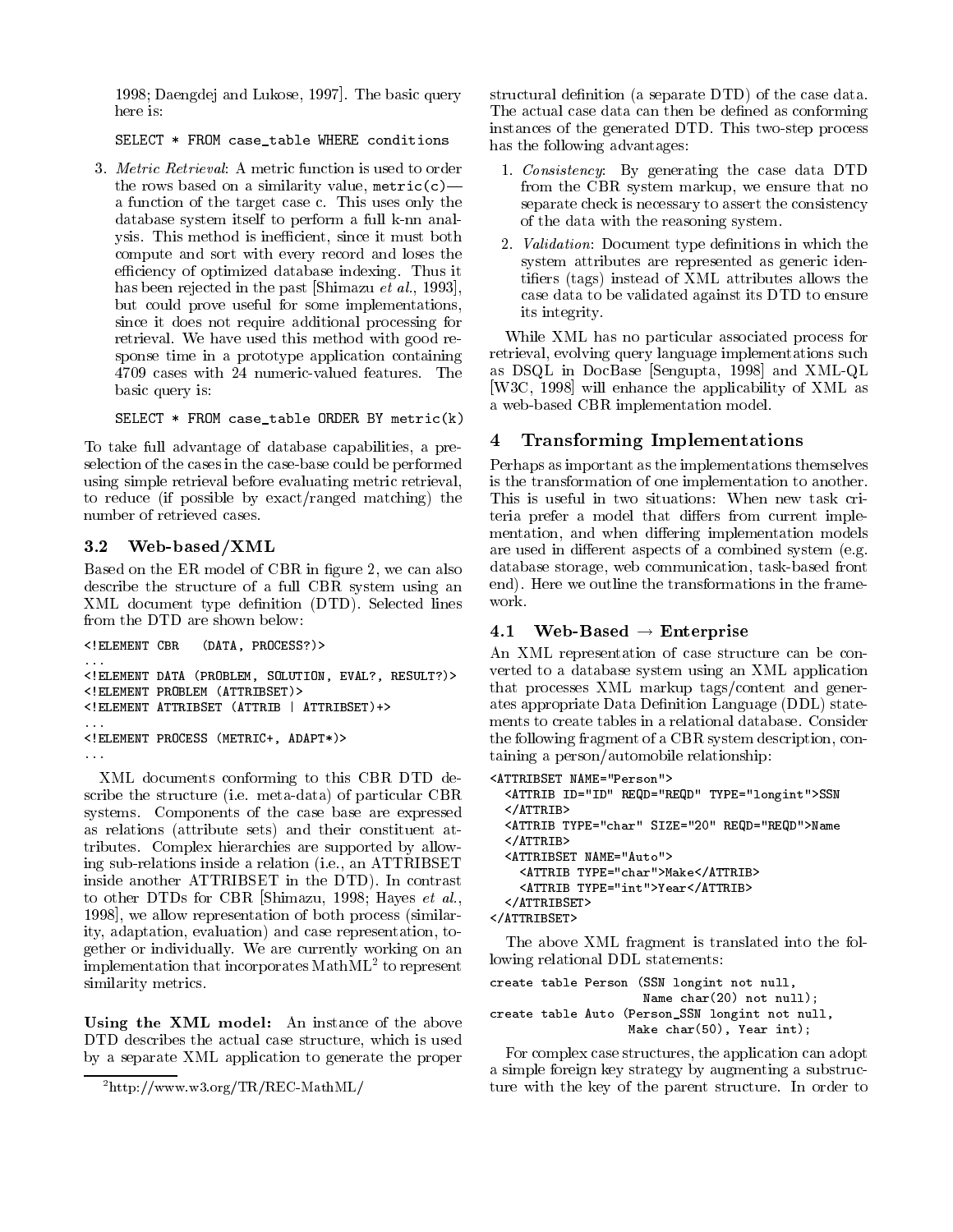1998; Daengdej and Lukose, 1997]. The basic query here is:

```
SELECT * FROM case_table WHERE conditions
```

3. *Metric Retrieval*: A metric function is used to order the rows based on a similarity value, `metric(c)`—a function of the target case c. This uses only the database system itself to perform a full k-nn analysis. This method is inefficient, since it must both compute and sort with every record and loses the efficiency of optimized database indexing. Thus it has been rejected in the past [Shimazu *et al.*, 1993], but could prove useful for some implementations, since it does not require additional processing for retrieval. We have used this method with good response time in a prototype application containing 4709 cases with 24 numeric-valued features. The basic query is:

```
SELECT * FROM case_table ORDER BY metric(k)
```

To take full advantage of database capabilities, a preselection of the cases in the case-base could be performed using simple retrieval before evaluating metric retrieval, to reduce (if possible by exact/ranged matching) the number of retrieved cases.

### 3.2 Web-based/XML

Based on the ER model of CBR in figure 2, we can also describe the structure of a full CBR system using an XML document type definition (DTD). Selected lines from the DTD are shown below:

```
<!ELEMENT CBR   (DATA, PROCESS?)>
...
<!ELEMENT DATA (PROBLEM, SOLUTION, EVAL?, RESULT?)>
<!ELEMENT PROBLEM (ATTRIBSET)>
<!ELEMENT ATTRIBSET (ATTRIB | ATTRIBSET)+>
...
<!ELEMENT PROCESS (METRIC+, ADAPT*)>
...
```

XML documents conforming to this CBR DTD describe the structure (i.e. meta-data) of particular CBR systems. Components of the case base are expressed as relations (attribute sets) and their constituent attributes. Complex hierarchies are supported by allowing sub-relations inside a relation (i.e., an ATTRIBSET inside another ATTRIBSET in the DTD). In contrast to other DTDs for CBR [Shimazu, 1998; Hayes *et al.*, 1998], we allow representation of both process (similarity, adaptation, evaluation) and case representation, together or individually. We are currently working on an implementation that incorporates MathML[2] to represent similarity metrics.

**Using the XML model:** An instance of the above DTD describes the actual case structure, which is used by a separate XML application to generate the proper structural definition (a separate DTD) of the case data. The actual case data can then be defined as conforming instances of the generated DTD. This two-step process has the following advantages:

1. *Consistency*: By generating the case data DTD from the CBR system markup, we ensure that no separate check is necessary to assert the consistency of the data with the reasoning system.
2. *Validation*: Document type definitions in which the system attributes are represented as generic identifiers (tags) instead of XML attributes allows the case data to be validated against its DTD to ensure its integrity.

While XML has no particular associated process for retrieval, evolving query language implementations such as DSQL in DocBase [Sengupta, 1998] and XML-QL [W3C, 1998] will enhance the applicability of XML as a web-based CBR implementation model.

## 4 Transforming Implementations

Perhaps as important as the implementations themselves is the transformation of one implementation to another. This is useful in two situations: When new task criteria prefer a model that differs from current implementation, and when differing implementation models are used in different aspects of a combined system (e.g. database storage, web communication, task-based front end). Here we outline the transformations in the framework.

### 4.1 Web-Based → Enterprise

An XML representation of case structure can be converted to a database system using an XML application that processes XML markup tags/content and generates appropriate Data Definition Language (DDL) statements to create tables in a relational database. Consider the following fragment of a CBR system description, containing a person/automobile relationship:

```
<ATTRIBSET NAME="Person">
  <ATTRIB ID="ID" REQD="REQD" TYPE="longint">SSN
  </ATTRIB>
  <ATTRIB TYPE="char" SIZE="20" REQD="REQD">Name
  </ATTRIB>
  <ATTRIBSET NAME="Auto">
    <ATTRIB TYPE="char">Make</ATTRIB>
    <ATTRIB TYPE="int">Year</ATTRIB>
  </ATTRIBSET>
</ATTRIBSET>
```

The above XML fragment is translated into the following relational DDL statements:

```
create table Person (SSN longint not null,
                     Name char(20) not null);
create table Auto (Person_SSN longint not null,
                   Make char(50), Year int);
```

For complex case structures, the application can adopt a simple foreign key strategy by augmenting a substructure with the key of the parent structure. In order to

[2] http://www.w3.org/TR/REC-MathML/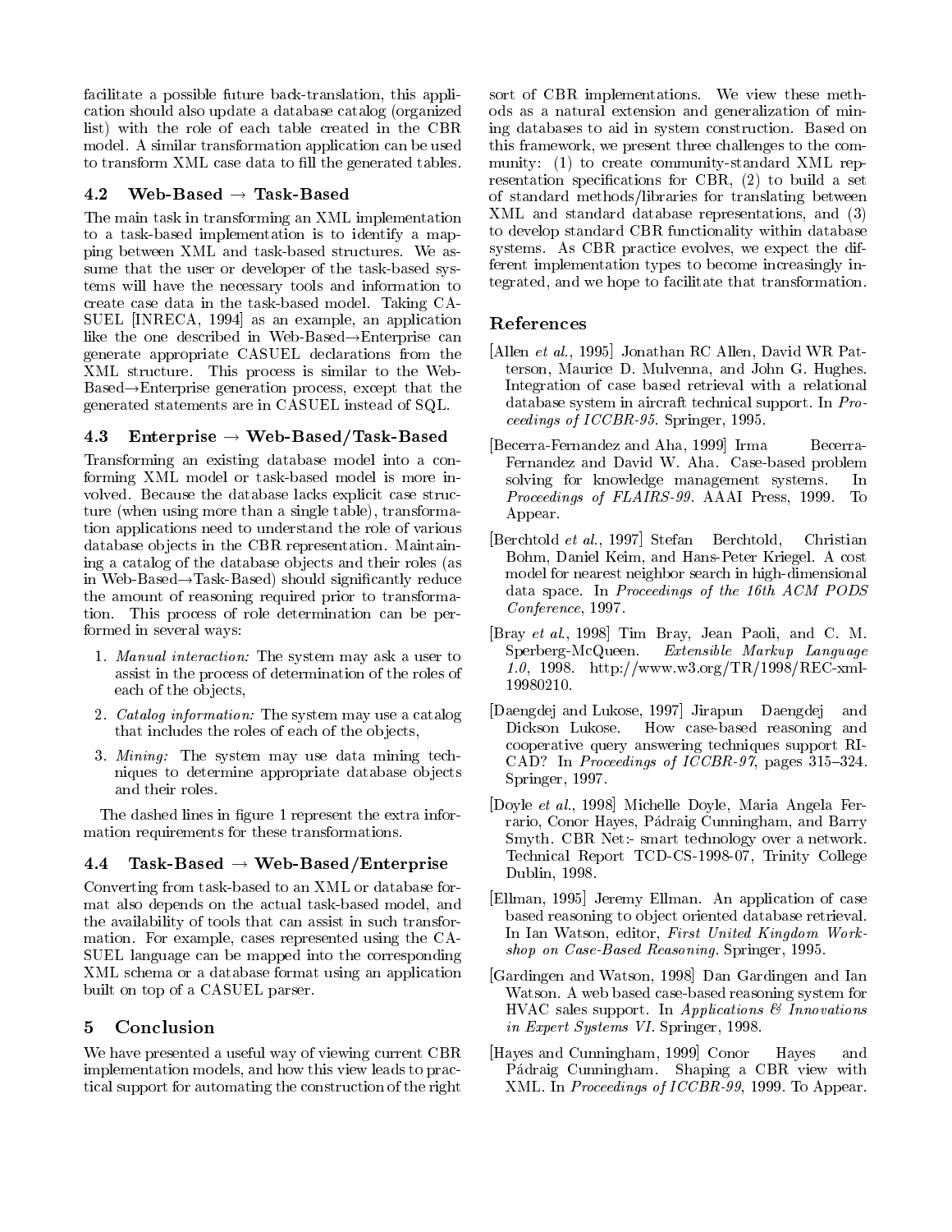facilitate a possible future back-translation, this application should also update a database catalog (organized list) with the role of each table created in the CBR model. A similar transformation application can be used to transform XML case data to fill the generated tables.

### 4.2 Web-Based → Task-Based

The main task in transforming an XML implementation to a task-based implementation is to identify a mapping between XML and task-based structures. We assume that the user or developer of the task-based systems will have the necessary tools and information to create case data in the task-based model. Taking CASUEL [INRECA, 1994] as an example, an application like the one described in Web-Based→Enterprise can generate appropriate CASUEL declarations from the XML structure. This process is similar to the Web-Based→Enterprise generation process, except that the generated statements are in CASUEL instead of SQL.

### 4.3 Enterprise → Web-Based/Task-Based

Transforming an existing database model into a conforming XML model or task-based model is more involved. Because the database lacks explicit case structure (when using more than a single table), transformation applications need to understand the role of various database objects in the CBR representation. Maintaining a catalog of the database objects and their roles (as in Web-Based→Task-Based) should significantly reduce the amount of reasoning required prior to transformation. This process of role determination can be performed in several ways:

1. *Manual interaction:* The system may ask a user to assist in the process of determination of the roles of each of the objects,
2. *Catalog information:* The system may use a catalog that includes the roles of each of the objects,
3. *Mining:* The system may use data mining techniques to determine appropriate database objects and their roles.

The dashed lines in figure 1 represent the extra information requirements for these transformations.

### 4.4 Task-Based → Web-Based/Enterprise

Converting from task-based to an XML or database format also depends on the actual task-based model, and the availability of tools that can assist in such transformation. For example, cases represented using the CASUEL language can be mapped into the corresponding XML schema or a database format using an application built on top of a CASUEL parser.

## 5 Conclusion

We have presented a useful way of viewing current CBR implementation models, and how this view leads to practical support for automating the construction of the right sort of CBR implementations. We view these methods as a natural extension and generalization of mining databases to aid in system construction. Based on this framework, we present three challenges to the community: (1) to create community-standard XML representation specifications for CBR, (2) to build a set of standard methods/libraries for translating between XML and standard database representations, and (3) to develop standard CBR functionality within database systems. As CBR practice evolves, we expect the different implementation types to become increasingly integrated, and we hope to facilitate that transformation.

## References

[Allen *et al.*, 1995] Jonathan RC Allen, David WR Patterson, Maurice D. Mulvenna, and John G. Hughes. Integration of case based retrieval with a relational database system in aircraft technical support. In *Proceedings of ICCBR-95*. Springer, 1995.

[Becerra-Fernandez and Aha, 1999] Irma Becerra-Fernandez and David W. Aha. Case-based problem solving for knowledge management systems. In *Proceedings of FLAIRS-99*. AAAI Press, 1999. To Appear.

[Berchtold *et al.*, 1997] Stefan Berchtold, Christian Bohm, Daniel Keim, and Hans-Peter Kriegel. A cost model for nearest neighbor search in high-dimensional data space. In *Proceedings of the 16th ACM PODS Conference*, 1997.

[Bray *et al.*, 1998] Tim Bray, Jean Paoli, and C. M. Sperberg-McQueen. *Extensible Markup Language 1.0*, 1998. http://www.w3.org/TR/1998/REC-xml-19980210.

[Daengdej and Lukose, 1997] Jirapun Daengdej and Dickson Lukose. How case-based reasoning and cooperative query answering techniques support RICAD? In *Proceedings of ICCBR-97*, pages 315–324. Springer, 1997.

[Doyle *et al.*, 1998] Michelle Doyle, Maria Angela Ferrario, Conor Hayes, Pádraig Cunningham, and Barry Smyth. CBR Net:- smart technology over a network. Technical Report TCD-CS-1998-07, Trinity College Dublin, 1998.

[Ellman, 1995] Jeremy Ellman. An application of case based reasoning to object oriented database retrieval. In Ian Watson, editor, *First United Kingdom Workshop on Case-Based Reasoning*. Springer, 1995.

[Gardingen and Watson, 1998] Dan Gardingen and Ian Watson. A web based case-based reasoning system for HVAC sales support. In *Applications & Innovations in Expert Systems VI*. Springer, 1998.

[Hayes and Cunningham, 1999] Conor Hayes and Pádraig Cunningham. Shaping a CBR view with XML. In *Proceedings of ICCBR-99*, 1999. To Appear.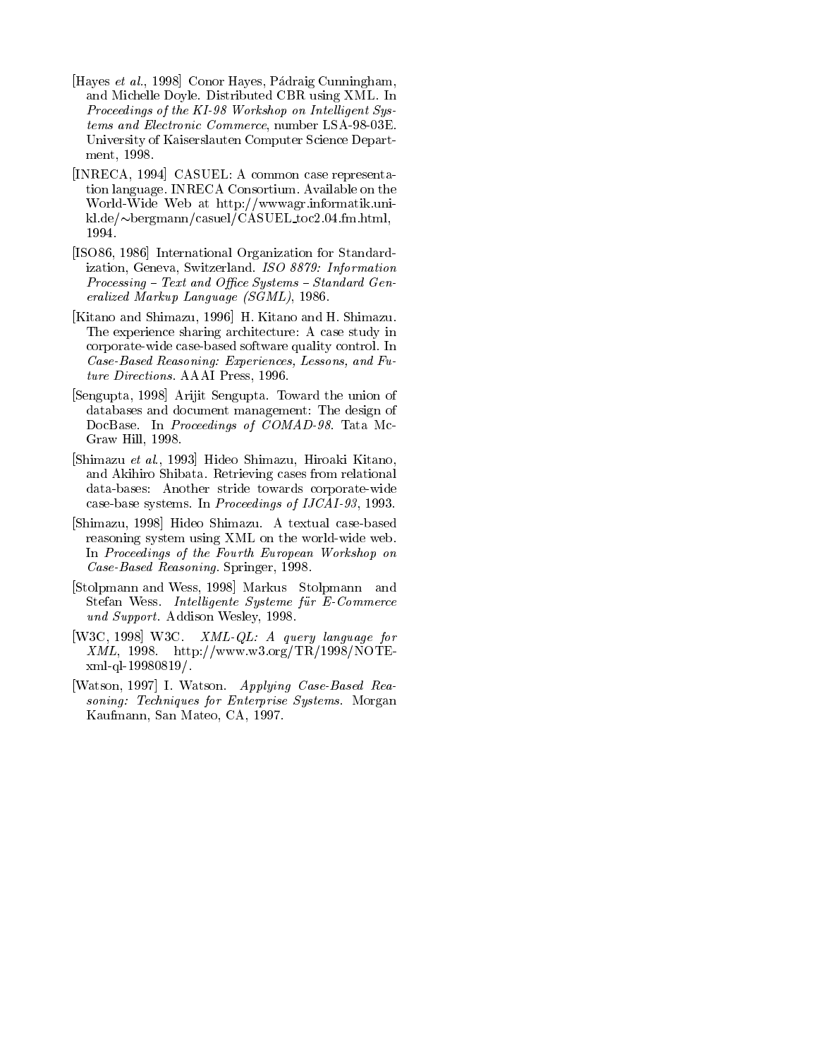[Hayes *et al.*, 1998] Conor Hayes, Pádraig Cunningham, and Michelle Doyle. Distributed CBR using XML. In *Proceedings of the KI-98 Workshop on Intelligent Systems and Electronic Commerce*, number LSA-98-03E. University of Kaiserslauten Computer Science Department, 1998.

[INRECA, 1994] CASUEL: A common case representation language. INRECA Consortium. Available on the World-Wide Web at http://wwwagr.informatik.uni-kl.de/~bergmann/casuel/CASUEL_toc2.04.fm.html, 1994.

[ISO86, 1986] International Organization for Standardization, Geneva, Switzerland. *ISO 8879: Information Processing – Text and Office Systems – Standard Generalized Markup Language (SGML)*, 1986.

[Kitano and Shimazu, 1996] H. Kitano and H. Shimazu. The experience sharing architecture: A case study in corporate-wide case-based software quality control. In *Case-Based Reasoning: Experiences, Lessons, and Future Directions*. AAAI Press, 1996.

[Sengupta, 1998] Arijit Sengupta. Toward the union of databases and document management: The design of DocBase. In *Proceedings of COMAD-98*. Tata McGraw Hill, 1998.

[Shimazu *et al.*, 1993] Hideo Shimazu, Hiroaki Kitano, and Akihiro Shibata. Retrieving cases from relational data-bases: Another stride towards corporate-wide case-base systems. In *Proceedings of IJCAI-93*, 1993.

[Shimazu, 1998] Hideo Shimazu. A textual case-based reasoning system using XML on the world-wide web. In *Proceedings of the Fourth European Workshop on Case-Based Reasoning*. Springer, 1998.

[Stolpmann and Wess, 1998] Markus Stolpmann and Stefan Wess. *Intelligente Systeme für E-Commerce und Support*. Addison Wesley, 1998.

[W3C, 1998] W3C. *XML-QL: A query language for XML*, 1998. http://www.w3.org/TR/1998/NOTE-xml-ql-19980819/.

[Watson, 1997] I. Watson. *Applying Case-Based Reasoning: Techniques for Enterprise Systems*. Morgan Kaufmann, San Mateo, CA, 1997.